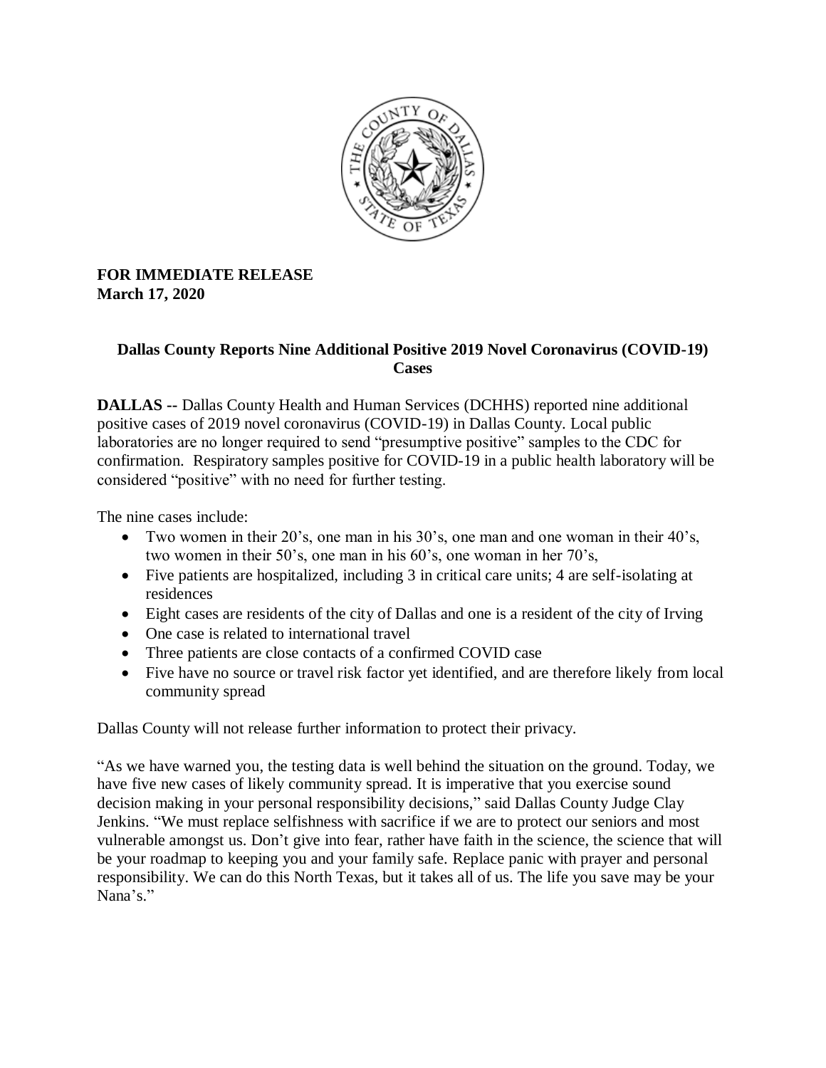**FOR IMMEDIATE RELEASE**
**March 17, 2020**

**Dallas County Reports Nine Additional Positive 2019 Novel Coronavirus (COVID-19) Cases**

**DALLAS --** Dallas County Health and Human Services (DCHHS) reported nine additional positive cases of 2019 novel coronavirus (COVID-19) in Dallas County. Local public laboratories are no longer required to send "presumptive positive" samples to the CDC for confirmation. Respiratory samples positive for COVID-19 in a public health laboratory will be considered "positive" with no need for further testing.

The nine cases include:

- Two women in their 20's, one man in his 30's, one man and one woman in their 40's, two women in their 50's, one man in his 60's, one woman in her 70's,
- Five patients are hospitalized, including 3 in critical care units; 4 are self-isolating at residences
- Eight cases are residents of the city of Dallas and one is a resident of the city of Irving
- One case is related to international travel
- Three patients are close contacts of a confirmed COVID case
- Five have no source or travel risk factor yet identified, and are therefore likely from local community spread

Dallas County will not release further information to protect their privacy.

"As we have warned you, the testing data is well behind the situation on the ground. Today, we have five new cases of likely community spread. It is imperative that you exercise sound decision making in your personal responsibility decisions," said Dallas County Judge Clay Jenkins. "We must replace selfishness with sacrifice if we are to protect our seniors and most vulnerable amongst us. Don't give into fear, rather have faith in the science, the science that will be your roadmap to keeping you and your family safe. Replace panic with prayer and personal responsibility. We can do this North Texas, but it takes all of us. The life you save may be your Nana's."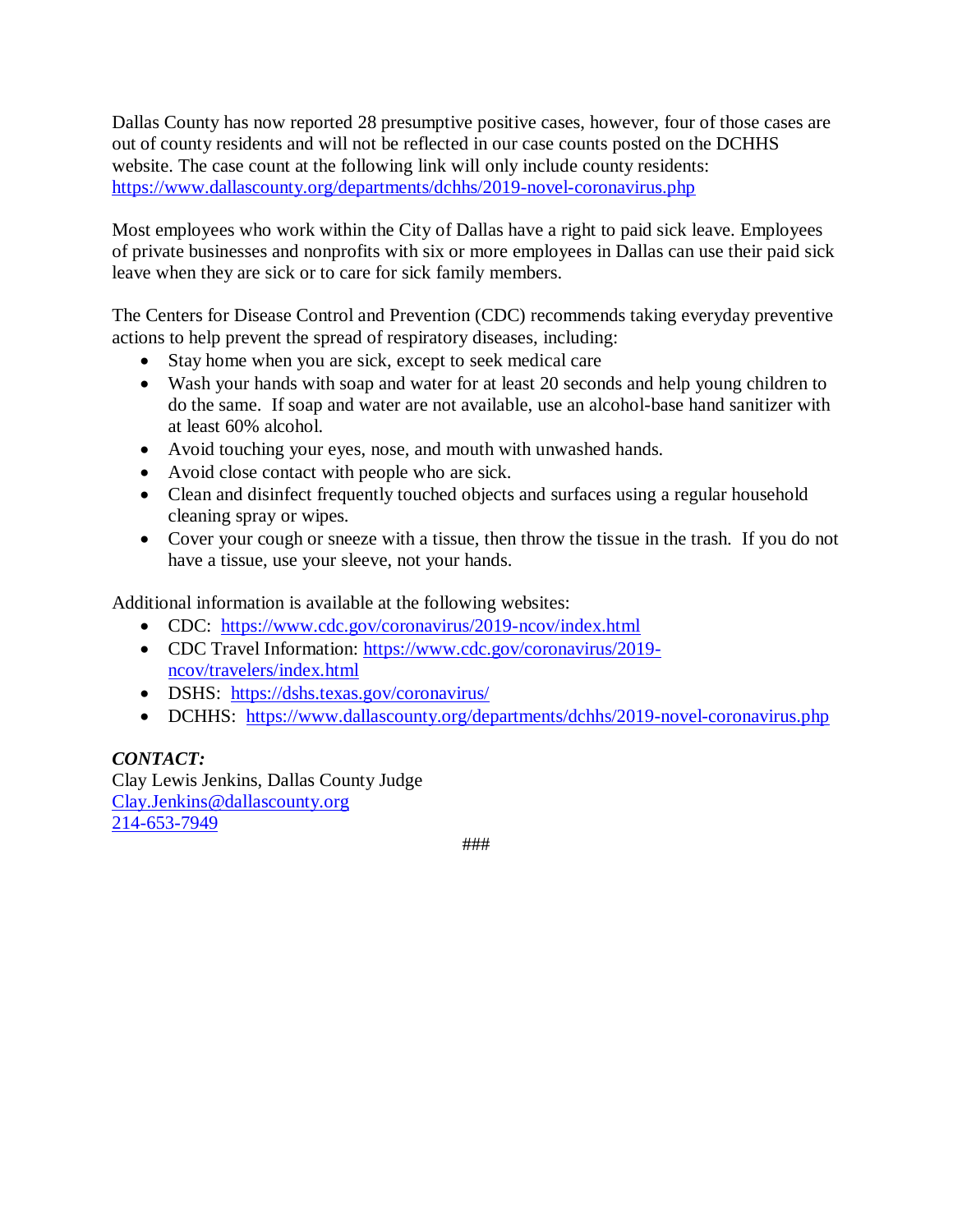Dallas County has now reported 28 presumptive positive cases, however, four of those cases are out of county residents and will not be reflected in our case counts posted on the DCHHS website. The case count at the following link will only include county residents: https://www.dallascounty.org/departments/dchhs/2019-novel-coronavirus.php

Most employees who work within the City of Dallas have a right to paid sick leave. Employees of private businesses and nonprofits with six or more employees in Dallas can use their paid sick leave when they are sick or to care for sick family members.

The Centers for Disease Control and Prevention (CDC) recommends taking everyday preventive actions to help prevent the spread of respiratory diseases, including:

- Stay home when you are sick, except to seek medical care
- Wash your hands with soap and water for at least 20 seconds and help young children to do the same. If soap and water are not available, use an alcohol-base hand sanitizer with at least 60% alcohol.
- Avoid touching your eyes, nose, and mouth with unwashed hands.
- Avoid close contact with people who are sick.
- Clean and disinfect frequently touched objects and surfaces using a regular household cleaning spray or wipes.
- Cover your cough or sneeze with a tissue, then throw the tissue in the trash. If you do not have a tissue, use your sleeve, not your hands.

Additional information is available at the following websites:

- CDC: https://www.cdc.gov/coronavirus/2019-ncov/index.html
- CDC Travel Information: https://www.cdc.gov/coronavirus/2019-ncov/travelers/index.html
- DSHS: https://dshs.texas.gov/coronavirus/
- DCHHS: https://www.dallascounty.org/departments/dchhs/2019-novel-coronavirus.php

***CONTACT:***
Clay Lewis Jenkins, Dallas County Judge
Clay.Jenkins@dallascounty.org
214-653-7949

###